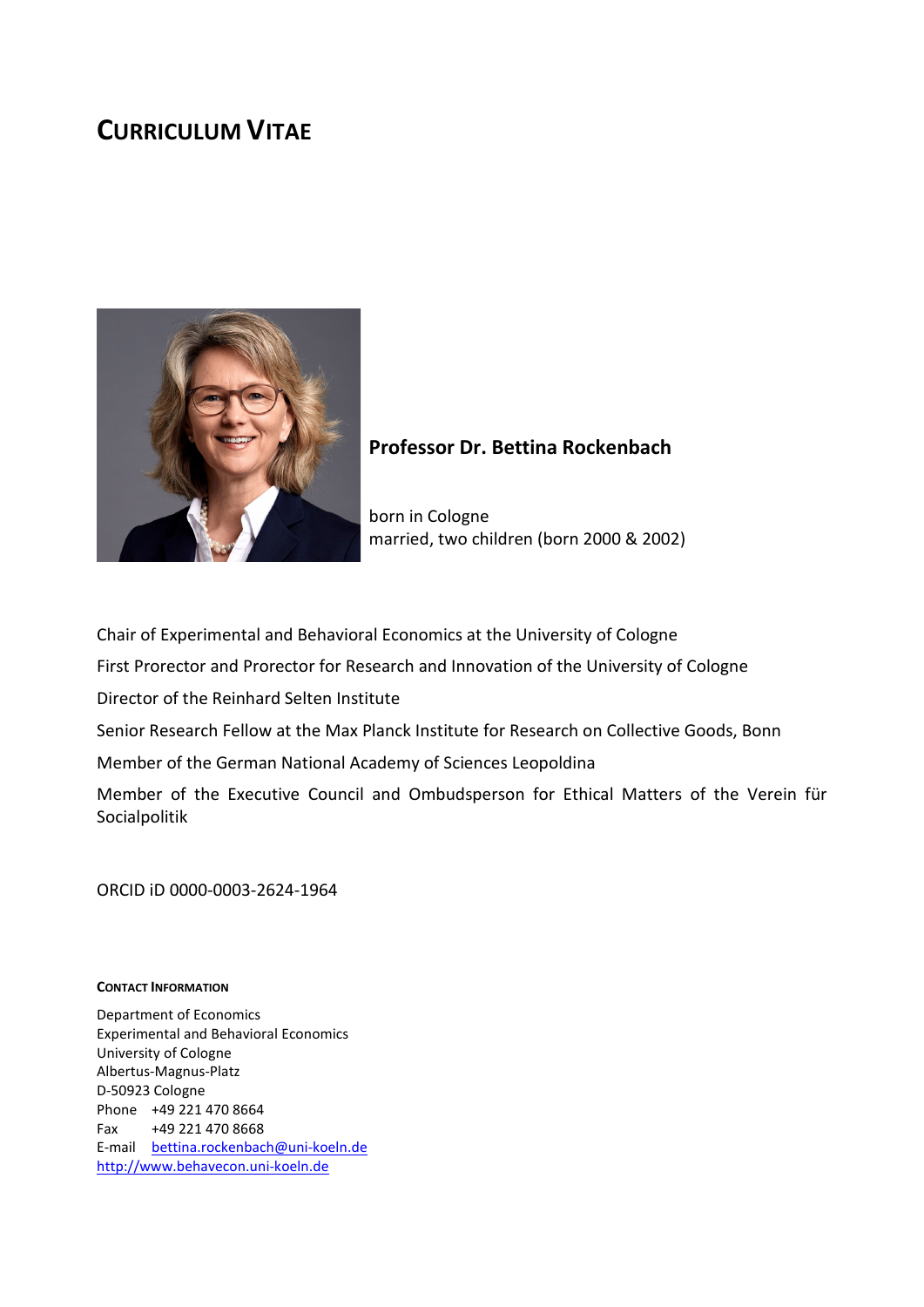# Curriculum Vitae

**Professor Dr. Bettina Rockenbach**

born in Cologne
married, two children (born 2000 & 2002)

Chair of Experimental and Behavioral Economics at the University of Cologne

First Prorector and Prorector for Research and Innovation of the University of Cologne

Director of the Reinhard Selten Institute

Senior Research Fellow at the Max Planck Institute for Research on Collective Goods, Bonn

Member of the German National Academy of Sciences Leopoldina

Member of the Executive Council and Ombudsperson for Ethical Matters of the Verein für Socialpolitik

ORCID iD 0000-0003-2624-1964

#### Contact Information

Department of Economics
Experimental and Behavioral Economics
University of Cologne
Albertus-Magnus-Platz
D-50923 Cologne
Phone +49 221 470 8664
Fax +49 221 470 8668
E-mail bettina.rockenbach@uni-koeln.de
http://www.behavecon.uni-koeln.de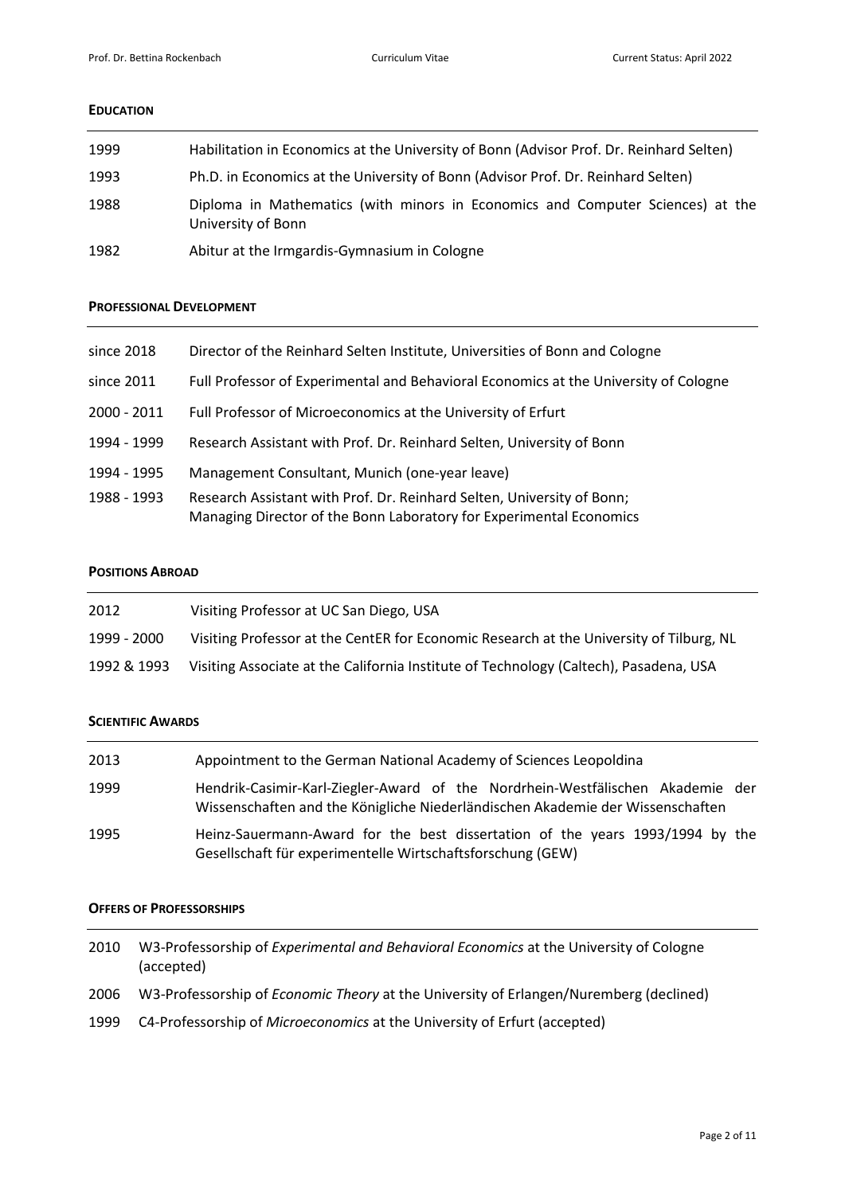## Education

| | |
|---|---|
| 1999 | Habilitation in Economics at the University of Bonn (Advisor Prof. Dr. Reinhard Selten) |
| 1993 | Ph.D. in Economics at the University of Bonn (Advisor Prof. Dr. Reinhard Selten) |
| 1988 | Diploma in Mathematics (with minors in Economics and Computer Sciences) at the University of Bonn |
| 1982 | Abitur at the Irmgardis-Gymnasium in Cologne |

## Professional Development

| | |
|---|---|
| since 2018 | Director of the Reinhard Selten Institute, Universities of Bonn and Cologne |
| since 2011 | Full Professor of Experimental and Behavioral Economics at the University of Cologne |
| 2000 - 2011 | Full Professor of Microeconomics at the University of Erfurt |
| 1994 - 1999 | Research Assistant with Prof. Dr. Reinhard Selten, University of Bonn |
| 1994 - 1995 | Management Consultant, Munich (one-year leave) |
| 1988 - 1993 | Research Assistant with Prof. Dr. Reinhard Selten, University of Bonn; Managing Director of the Bonn Laboratory for Experimental Economics |

## Positions Abroad

| | |
|---|---|
| 2012 | Visiting Professor at UC San Diego, USA |
| 1999 - 2000 | Visiting Professor at the CentER for Economic Research at the University of Tilburg, NL |
| 1992 & 1993 | Visiting Associate at the California Institute of Technology (Caltech), Pasadena, USA |

## Scientific Awards

| | |
|---|---|
| 2013 | Appointment to the German National Academy of Sciences Leopoldina |
| 1999 | Hendrik-Casimir-Karl-Ziegler-Award of the Nordrhein-Westfälischen Akademie der Wissenschaften and the Königliche Niederländischen Akademie der Wissenschaften |
| 1995 | Heinz-Sauermann-Award for the best dissertation of the years 1993/1994 by the Gesellschaft für experimentelle Wirtschaftsforschung (GEW) |

## Offers of Professorships

| | |
|---|---|
| 2010 | W3-Professorship of *Experimental and Behavioral Economics* at the University of Cologne (accepted) |
| 2006 | W3-Professorship of *Economic Theory* at the University of Erlangen/Nuremberg (declined) |
| 1999 | C4-Professorship of *Microeconomics* at the University of Erfurt (accepted) |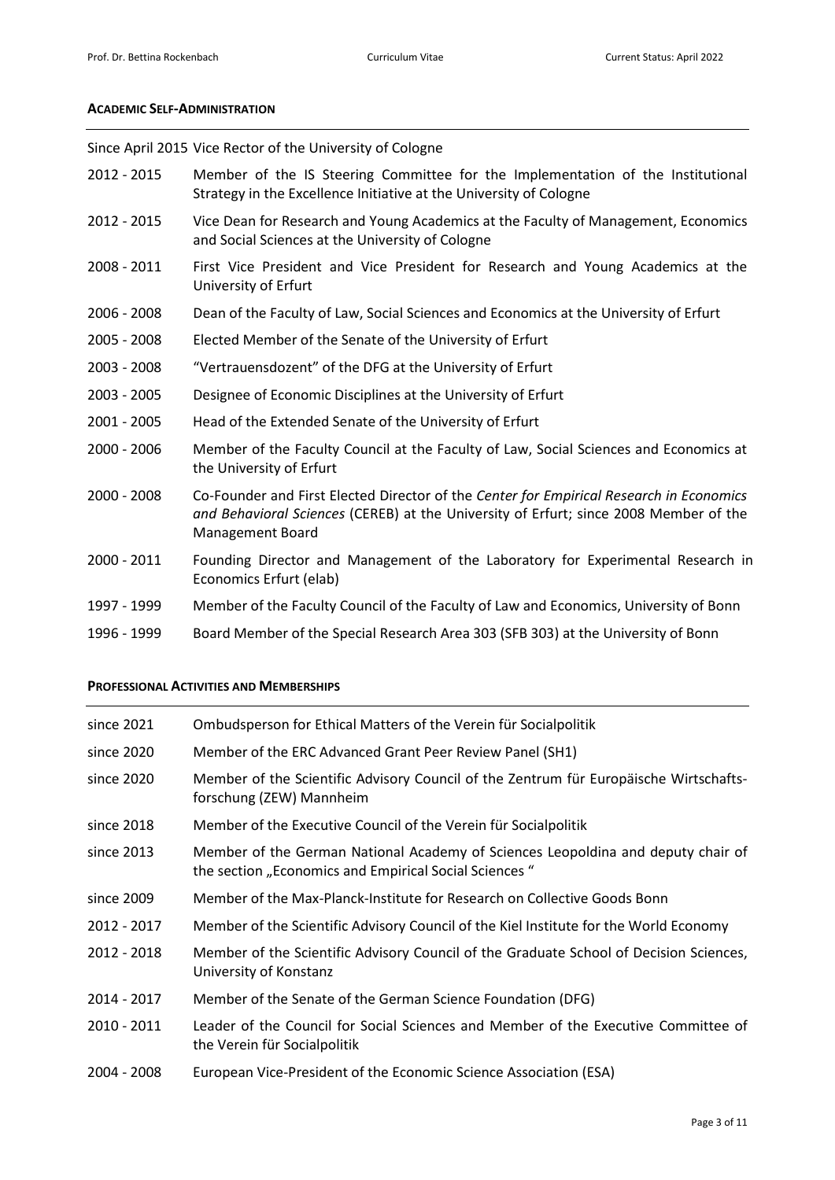## ACADEMIC SELF-ADMINISTRATION

| | |
|---|---|
| Since April 2015 | Vice Rector of the University of Cologne |
| 2012 - 2015 | Member of the IS Steering Committee for the Implementation of the Institutional Strategy in the Excellence Initiative at the University of Cologne |
| 2012 - 2015 | Vice Dean for Research and Young Academics at the Faculty of Management, Economics and Social Sciences at the University of Cologne |
| 2008 - 2011 | First Vice President and Vice President for Research and Young Academics at the University of Erfurt |
| 2006 - 2008 | Dean of the Faculty of Law, Social Sciences and Economics at the University of Erfurt |
| 2005 - 2008 | Elected Member of the Senate of the University of Erfurt |
| 2003 - 2008 | "Vertrauensdozent" of the DFG at the University of Erfurt |
| 2003 - 2005 | Designee of Economic Disciplines at the University of Erfurt |
| 2001 - 2005 | Head of the Extended Senate of the University of Erfurt |
| 2000 - 2006 | Member of the Faculty Council at the Faculty of Law, Social Sciences and Economics at the University of Erfurt |
| 2000 - 2008 | Co-Founder and First Elected Director of the *Center for Empirical Research in Economics and Behavioral Sciences* (CEREB) at the University of Erfurt; since 2008 Member of the Management Board |
| 2000 - 2011 | Founding Director and Management of the Laboratory for Experimental Research in Economics Erfurt (elab) |
| 1997 - 1999 | Member of the Faculty Council of the Faculty of Law and Economics, University of Bonn |
| 1996 - 1999 | Board Member of the Special Research Area 303 (SFB 303) at the University of Bonn |

## PROFESSIONAL ACTIVITIES AND MEMBERSHIPS

| | |
|---|---|
| since 2021 | Ombudsperson for Ethical Matters of the Verein für Socialpolitik |
| since 2020 | Member of the ERC Advanced Grant Peer Review Panel (SH1) |
| since 2020 | Member of the Scientific Advisory Council of the Zentrum für Europäische Wirtschafts-forschung (ZEW) Mannheim |
| since 2018 | Member of the Executive Council of the Verein für Socialpolitik |
| since 2013 | Member of the German National Academy of Sciences Leopoldina and deputy chair of the section „Economics and Empirical Social Sciences " |
| since 2009 | Member of the Max-Planck-Institute for Research on Collective Goods Bonn |
| 2012 - 2017 | Member of the Scientific Advisory Council of the Kiel Institute for the World Economy |
| 2012 - 2018 | Member of the Scientific Advisory Council of the Graduate School of Decision Sciences, University of Konstanz |
| 2014 - 2017 | Member of the Senate of the German Science Foundation (DFG) |
| 2010 - 2011 | Leader of the Council for Social Sciences and Member of the Executive Committee of the Verein für Socialpolitik |
| 2004 - 2008 | European Vice-President of the Economic Science Association (ESA) |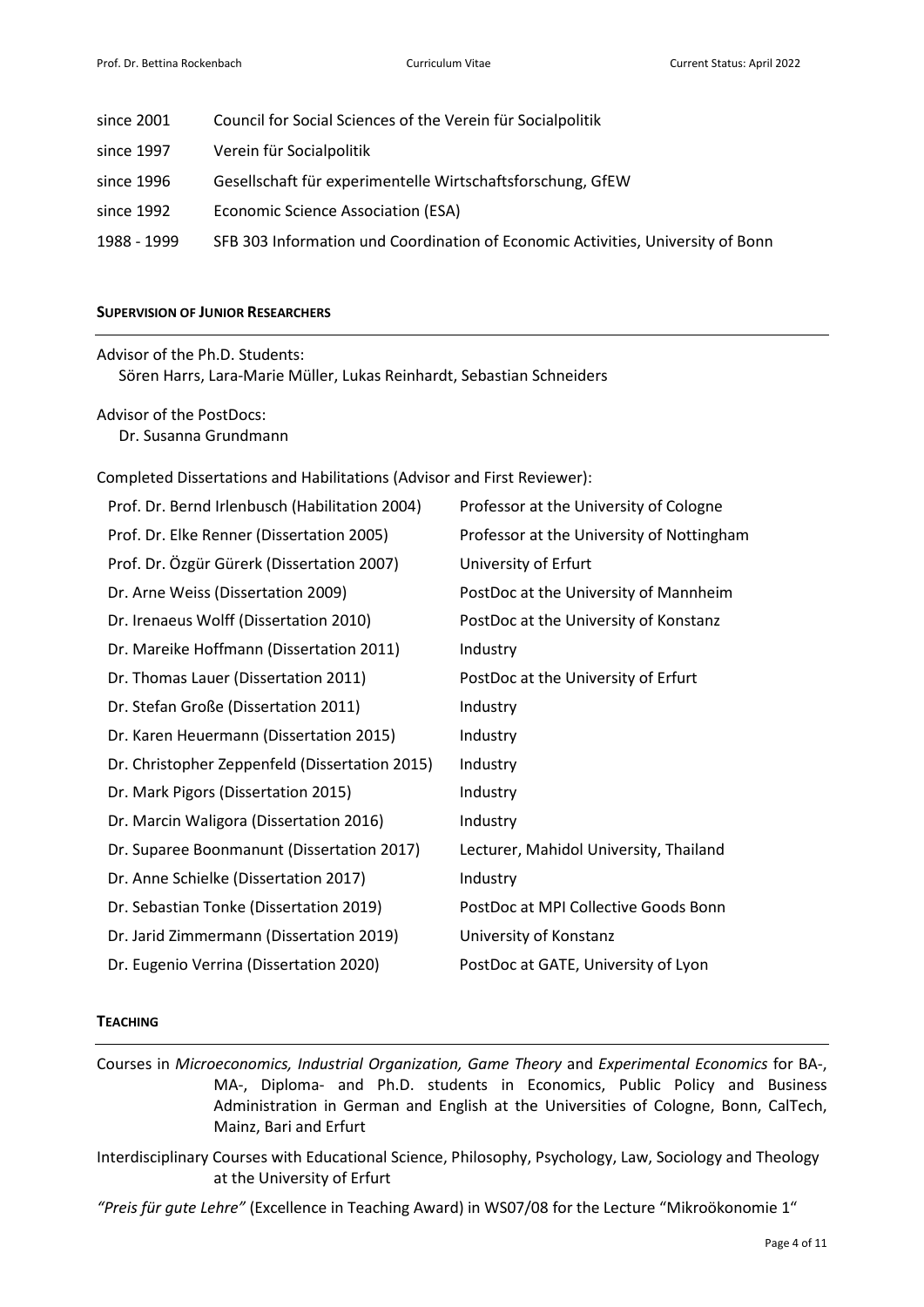| | |
|---|---|
| since 2001 | Council for Social Sciences of the Verein für Socialpolitik |
| since 1997 | Verein für Socialpolitik |
| since 1996 | Gesellschaft für experimentelle Wirtschaftsforschung, GfEW |
| since 1992 | Economic Science Association (ESA) |
| 1988 - 1999 | SFB 303 Information und Coordination of Economic Activities, University of Bonn |

## SUPERVISION OF JUNIOR RESEARCHERS

Advisor of the Ph.D. Students:
Sören Harrs, Lara-Marie Müller, Lukas Reinhardt, Sebastian Schneiders

Advisor of the PostDocs:
Dr. Susanna Grundmann

Completed Dissertations and Habilitations (Advisor and First Reviewer):

| | |
|---|---|
| Prof. Dr. Bernd Irlenbusch (Habilitation 2004) | Professor at the University of Cologne |
| Prof. Dr. Elke Renner (Dissertation 2005) | Professor at the University of Nottingham |
| Prof. Dr. Özgür Gürerk (Dissertation 2007) | University of Erfurt |
| Dr. Arne Weiss (Dissertation 2009) | PostDoc at the University of Mannheim |
| Dr. Irenaeus Wolff (Dissertation 2010) | PostDoc at the University of Konstanz |
| Dr. Mareike Hoffmann (Dissertation 2011) | Industry |
| Dr. Thomas Lauer (Dissertation 2011) | PostDoc at the University of Erfurt |
| Dr. Stefan Große (Dissertation 2011) | Industry |
| Dr. Karen Heuermann (Dissertation 2015) | Industry |
| Dr. Christopher Zeppenfeld (Dissertation 2015) | Industry |
| Dr. Mark Pigors (Dissertation 2015) | Industry |
| Dr. Marcin Waligora (Dissertation 2016) | Industry |
| Dr. Suparee Boonmanunt (Dissertation 2017) | Lecturer, Mahidol University, Thailand |
| Dr. Anne Schielke (Dissertation 2017) | Industry |
| Dr. Sebastian Tonke (Dissertation 2019) | PostDoc at MPI Collective Goods Bonn |
| Dr. Jarid Zimmermann (Dissertation 2019) | University of Konstanz |
| Dr. Eugenio Verrina (Dissertation 2020) | PostDoc at GATE, University of Lyon |

## TEACHING

Courses in *Microeconomics, Industrial Organization, Game Theory* and *Experimental Economics* for BA-, MA-, Diploma- and Ph.D. students in Economics, Public Policy and Business Administration in German and English at the Universities of Cologne, Bonn, CalTech, Mainz, Bari and Erfurt

Interdisciplinary Courses with Educational Science, Philosophy, Psychology, Law, Sociology and Theology at the University of Erfurt

*"Preis für gute Lehre"* (Excellence in Teaching Award) in WS07/08 for the Lecture "Mikroökonomie 1"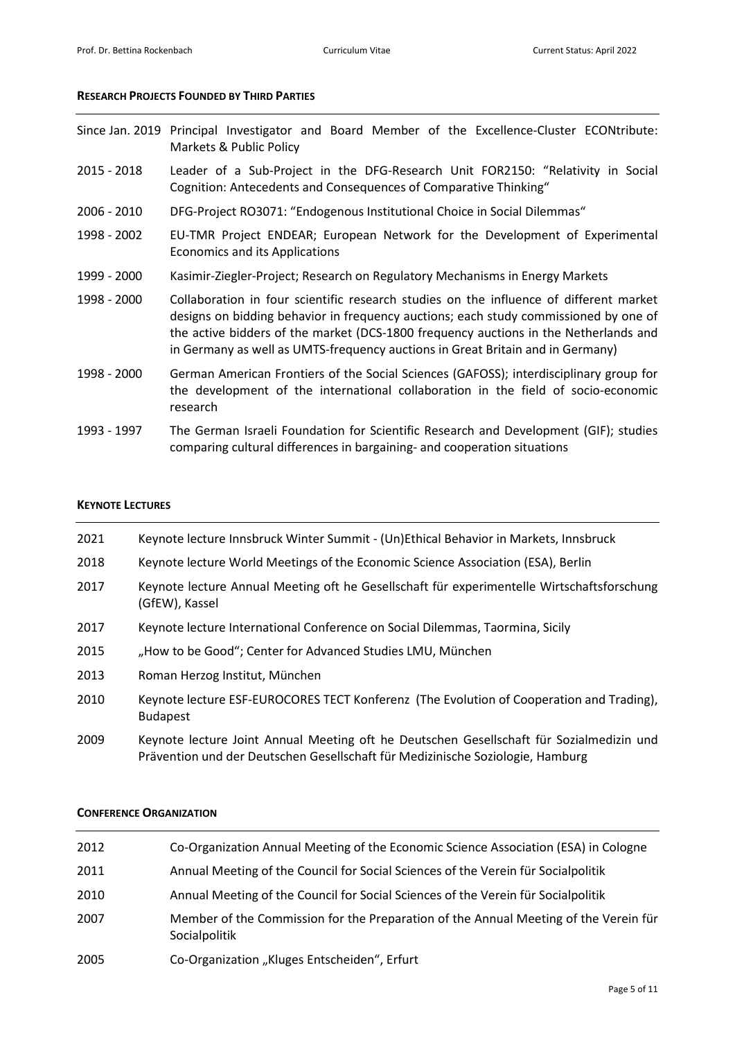## RESEARCH PROJECTS FOUNDED BY THIRD PARTIES

| | |
|---|---|
| Since Jan. 2019 | Principal Investigator and Board Member of the Excellence-Cluster ECONtribute: Markets & Public Policy |
| 2015 - 2018 | Leader of a Sub-Project in the DFG-Research Unit FOR2150: "Relativity in Social Cognition: Antecedents and Consequences of Comparative Thinking" |
| 2006 - 2010 | DFG-Project RO3071: "Endogenous Institutional Choice in Social Dilemmas" |
| 1998 - 2002 | EU-TMR Project ENDEAR; European Network for the Development of Experimental Economics and its Applications |
| 1999 - 2000 | Kasimir-Ziegler-Project; Research on Regulatory Mechanisms in Energy Markets |
| 1998 - 2000 | Collaboration in four scientific research studies on the influence of different market designs on bidding behavior in frequency auctions; each study commissioned by one of the active bidders of the market (DCS-1800 frequency auctions in the Netherlands and in Germany as well as UMTS-frequency auctions in Great Britain and in Germany) |
| 1998 - 2000 | German American Frontiers of the Social Sciences (GAFOSS); interdisciplinary group for the development of the international collaboration in the field of socio-economic research |
| 1993 - 1997 | The German Israeli Foundation for Scientific Research and Development (GIF); studies comparing cultural differences in bargaining- and cooperation situations |

## KEYNOTE LECTURES

| | |
|---|---|
| 2021 | Keynote lecture Innsbruck Winter Summit - (Un)Ethical Behavior in Markets, Innsbruck |
| 2018 | Keynote lecture World Meetings of the Economic Science Association (ESA), Berlin |
| 2017 | Keynote lecture Annual Meeting oft he Gesellschaft für experimentelle Wirtschaftsforschung (GfEW), Kassel |
| 2017 | Keynote lecture International Conference on Social Dilemmas, Taormina, Sicily |
| 2015 | „How to be Good"; Center for Advanced Studies LMU, München |
| 2013 | Roman Herzog Institut, München |
| 2010 | Keynote lecture ESF-EUROCORES TECT Konferenz (The Evolution of Cooperation and Trading), Budapest |
| 2009 | Keynote lecture Joint Annual Meeting oft he Deutschen Gesellschaft für Sozialmedizin und Prävention und der Deutschen Gesellschaft für Medizinische Soziologie, Hamburg |

## CONFERENCE ORGANIZATION

| | |
|---|---|
| 2012 | Co-Organization Annual Meeting of the Economic Science Association (ESA) in Cologne |
| 2011 | Annual Meeting of the Council for Social Sciences of the Verein für Socialpolitik |
| 2010 | Annual Meeting of the Council for Social Sciences of the Verein für Socialpolitik |
| 2007 | Member of the Commission for the Preparation of the Annual Meeting of the Verein für Socialpolitik |
| 2005 | Co-Organization „Kluges Entscheiden", Erfurt |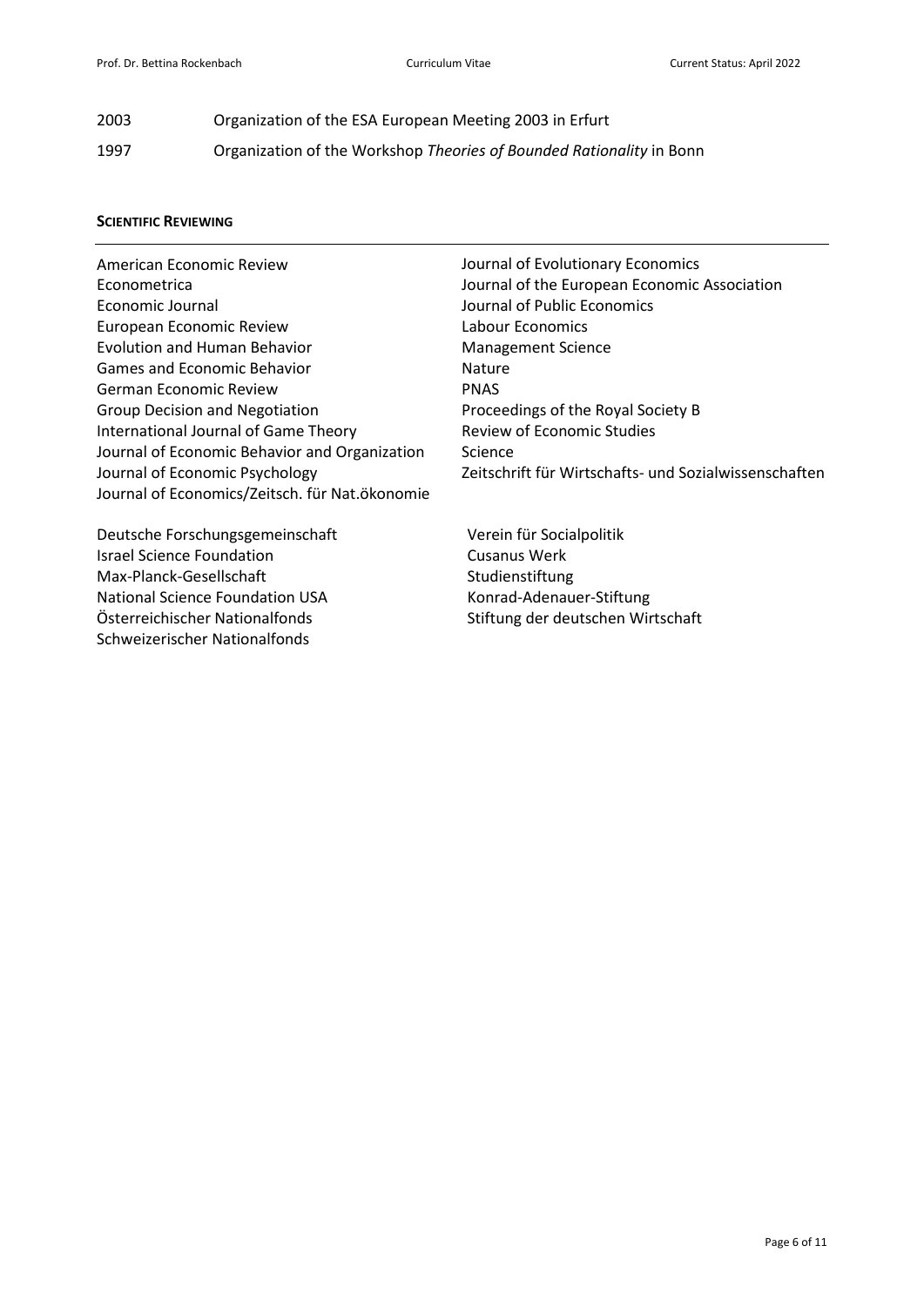2003 Organization of the ESA European Meeting 2003 in Erfurt

1997 Organization of the Workshop *Theories of Bounded Rationality* in Bonn

**SCIENTIFIC REVIEWING**

American Economic Review
Econometrica
Economic Journal
European Economic Review
Evolution and Human Behavior
Games and Economic Behavior
German Economic Review
Group Decision and Negotiation
International Journal of Game Theory
Journal of Economic Behavior and Organization
Journal of Economic Psychology
Journal of Economics/Zeitsch. für Nat.ökonomie
Journal of Evolutionary Economics
Journal of the European Economic Association
Journal of Public Economics
Labour Economics
Management Science
Nature
PNAS
Proceedings of the Royal Society B
Review of Economic Studies
Science
Zeitschrift für Wirtschafts- und Sozialwissenschaften

Deutsche Forschungsgemeinschaft
Israel Science Foundation
Max-Planck-Gesellschaft
National Science Foundation USA
Österreichischer Nationalfonds
Schweizerischer Nationalfonds
Verein für Socialpolitik
Cusanus Werk
Studienstiftung
Konrad-Adenauer-Stiftung
Stiftung der deutschen Wirtschaft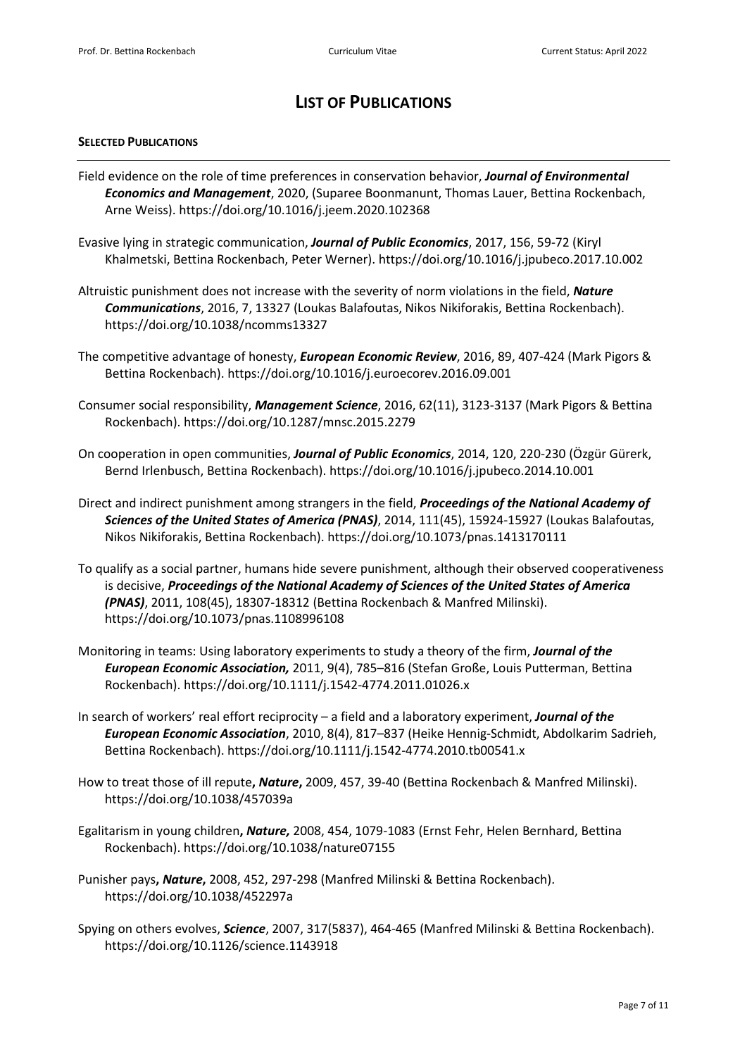# LIST OF PUBLICATIONS

#### SELECTED PUBLICATIONS

Field evidence on the role of time preferences in conservation behavior, ***Journal of Environmental Economics and Management***, 2020, (Suparee Boonmanunt, Thomas Lauer, Bettina Rockenbach, Arne Weiss). https://doi.org/10.1016/j.jeem.2020.102368

Evasive lying in strategic communication, ***Journal of Public Economics***, 2017, 156, 59-72 (Kiryl Khalmetski, Bettina Rockenbach, Peter Werner). https://doi.org/10.1016/j.jpubeco.2017.10.002

Altruistic punishment does not increase with the severity of norm violations in the field, ***Nature Communications***, 2016, 7, 13327 (Loukas Balafoutas, Nikos Nikiforakis, Bettina Rockenbach). https://doi.org/10.1038/ncomms13327

The competitive advantage of honesty, ***European Economic Review***, 2016, 89, 407-424 (Mark Pigors & Bettina Rockenbach). https://doi.org/10.1016/j.euroecorev.2016.09.001

Consumer social responsibility, ***Management Science***, 2016, 62(11), 3123-3137 (Mark Pigors & Bettina Rockenbach). https://doi.org/10.1287/mnsc.2015.2279

On cooperation in open communities, ***Journal of Public Economics***, 2014, 120, 220-230 (Özgür Gürerk, Bernd Irlenbusch, Bettina Rockenbach). https://doi.org/10.1016/j.jpubeco.2014.10.001

Direct and indirect punishment among strangers in the field, ***Proceedings of the National Academy of Sciences of the United States of America (PNAS)***, 2014, 111(45), 15924-15927 (Loukas Balafoutas, Nikos Nikiforakis, Bettina Rockenbach). https://doi.org/10.1073/pnas.1413170111

To qualify as a social partner, humans hide severe punishment, although their observed cooperativeness is decisive, ***Proceedings of the National Academy of Sciences of the United States of America (PNAS)***, 2011, 108(45), 18307-18312 (Bettina Rockenbach & Manfred Milinski). https://doi.org/10.1073/pnas.1108996108

Monitoring in teams: Using laboratory experiments to study a theory of the firm, ***Journal of the European Economic Association,*** 2011, 9(4), 785–816 (Stefan Große, Louis Putterman, Bettina Rockenbach). https://doi.org/10.1111/j.1542-4774.2011.01026.x

In search of workers' real effort reciprocity – a field and a laboratory experiment, ***Journal of the European Economic Association***, 2010, 8(4), 817–837 (Heike Hennig-Schmidt, Abdolkarim Sadrieh, Bettina Rockenbach). https://doi.org/10.1111/j.1542-4774.2010.tb00541.x

How to treat those of ill repute**,** ***Nature*****,** 2009, 457, 39-40 (Bettina Rockenbach & Manfred Milinski). https://doi.org/10.1038/457039a

Egalitarism in young children**,** ***Nature,*** 2008, 454, 1079-1083 (Ernst Fehr, Helen Bernhard, Bettina Rockenbach). https://doi.org/10.1038/nature07155

Punisher pays**,** ***Nature*****,** 2008, 452, 297-298 (Manfred Milinski & Bettina Rockenbach). https://doi.org/10.1038/452297a

Spying on others evolves, ***Science***, 2007, 317(5837), 464-465 (Manfred Milinski & Bettina Rockenbach). https://doi.org/10.1126/science.1143918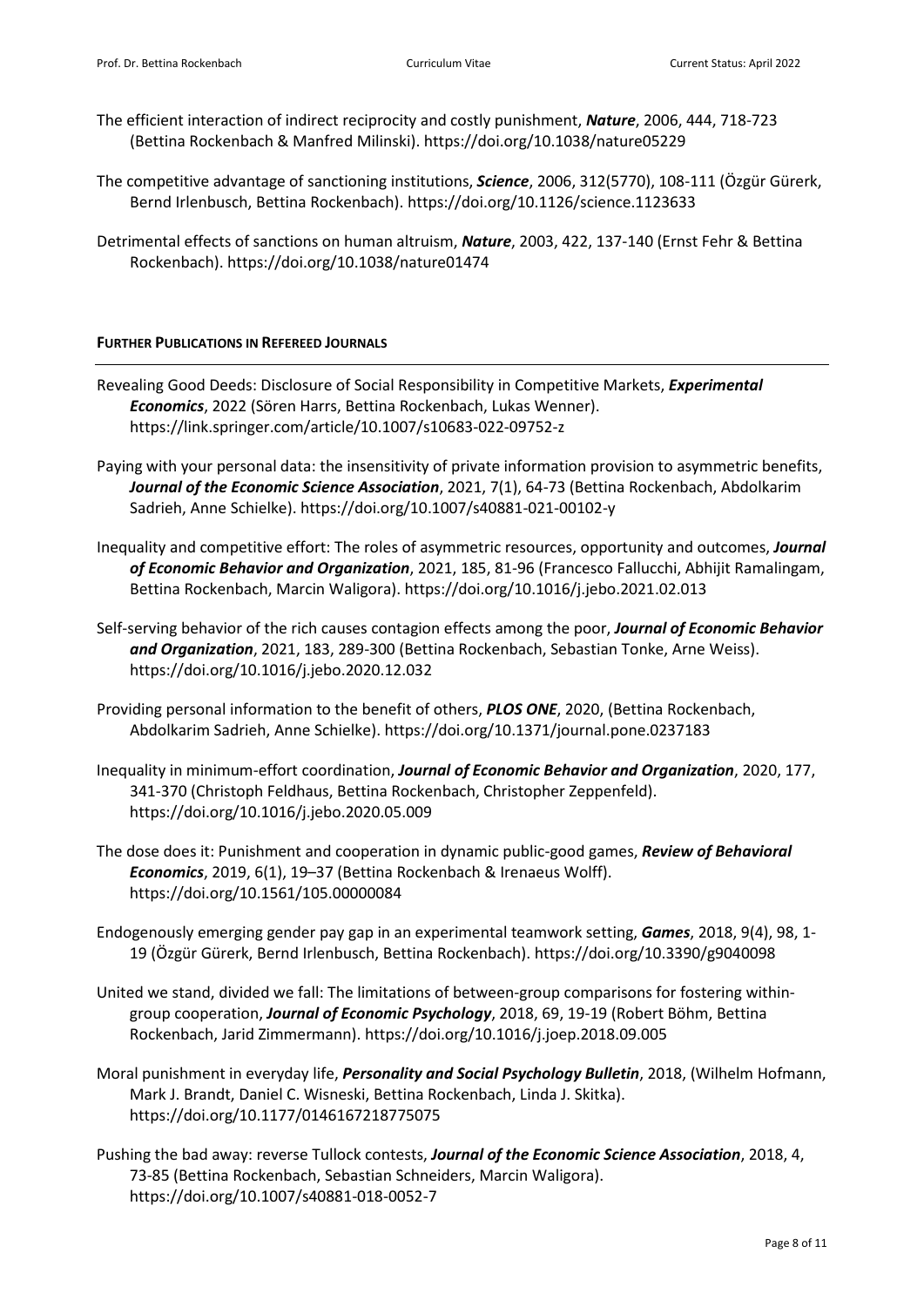The efficient interaction of indirect reciprocity and costly punishment, ***Nature***, 2006, 444, 718-723 (Bettina Rockenbach & Manfred Milinski). https://doi.org/10.1038/nature05229

The competitive advantage of sanctioning institutions, ***Science***, 2006, 312(5770), 108-111 (Özgür Gürerk, Bernd Irlenbusch, Bettina Rockenbach). https://doi.org/10.1126/science.1123633

Detrimental effects of sanctions on human altruism, ***Nature***, 2003, 422, 137-140 (Ernst Fehr & Bettina Rockenbach). https://doi.org/10.1038/nature01474

## FURTHER PUBLICATIONS IN REFEREED JOURNALS

Revealing Good Deeds: Disclosure of Social Responsibility in Competitive Markets, ***Experimental Economics***, 2022 (Sören Harrs, Bettina Rockenbach, Lukas Wenner). https://link.springer.com/article/10.1007/s10683-022-09752-z

Paying with your personal data: the insensitivity of private information provision to asymmetric benefits, ***Journal of the Economic Science Association***, 2021, 7(1), 64-73 (Bettina Rockenbach, Abdolkarim Sadrieh, Anne Schielke). https://doi.org/10.1007/s40881-021-00102-y

Inequality and competitive effort: The roles of asymmetric resources, opportunity and outcomes, ***Journal of Economic Behavior and Organization***, 2021, 185, 81-96 (Francesco Fallucchi, Abhijit Ramalingam, Bettina Rockenbach, Marcin Waligora). https://doi.org/10.1016/j.jebo.2021.02.013

Self-serving behavior of the rich causes contagion effects among the poor, ***Journal of Economic Behavior and Organization***, 2021, 183, 289-300 (Bettina Rockenbach, Sebastian Tonke, Arne Weiss). https://doi.org/10.1016/j.jebo.2020.12.032

Providing personal information to the benefit of others, ***PLOS ONE***, 2020, (Bettina Rockenbach, Abdolkarim Sadrieh, Anne Schielke). https://doi.org/10.1371/journal.pone.0237183

Inequality in minimum-effort coordination, ***Journal of Economic Behavior and Organization***, 2020, 177, 341-370 (Christoph Feldhaus, Bettina Rockenbach, Christopher Zeppenfeld). https://doi.org/10.1016/j.jebo.2020.05.009

The dose does it: Punishment and cooperation in dynamic public-good games, ***Review of Behavioral Economics***, 2019, 6(1), 19–37 (Bettina Rockenbach & Irenaeus Wolff). https://doi.org/10.1561/105.00000084

Endogenously emerging gender pay gap in an experimental teamwork setting, ***Games***, 2018, 9(4), 98, 1-19 (Özgür Gürerk, Bernd Irlenbusch, Bettina Rockenbach). https://doi.org/10.3390/g9040098

United we stand, divided we fall: The limitations of between-group comparisons for fostering within-group cooperation, ***Journal of Economic Psychology***, 2018, 69, 19-19 (Robert Böhm, Bettina Rockenbach, Jarid Zimmermann). https://doi.org/10.1016/j.joep.2018.09.005

Moral punishment in everyday life, ***Personality and Social Psychology Bulletin***, 2018, (Wilhelm Hofmann, Mark J. Brandt, Daniel C. Wisneski, Bettina Rockenbach, Linda J. Skitka). https://doi.org/10.1177/0146167218775075

Pushing the bad away: reverse Tullock contests, ***Journal of the Economic Science Association***, 2018, 4, 73-85 (Bettina Rockenbach, Sebastian Schneiders, Marcin Waligora). https://doi.org/10.1007/s40881-018-0052-7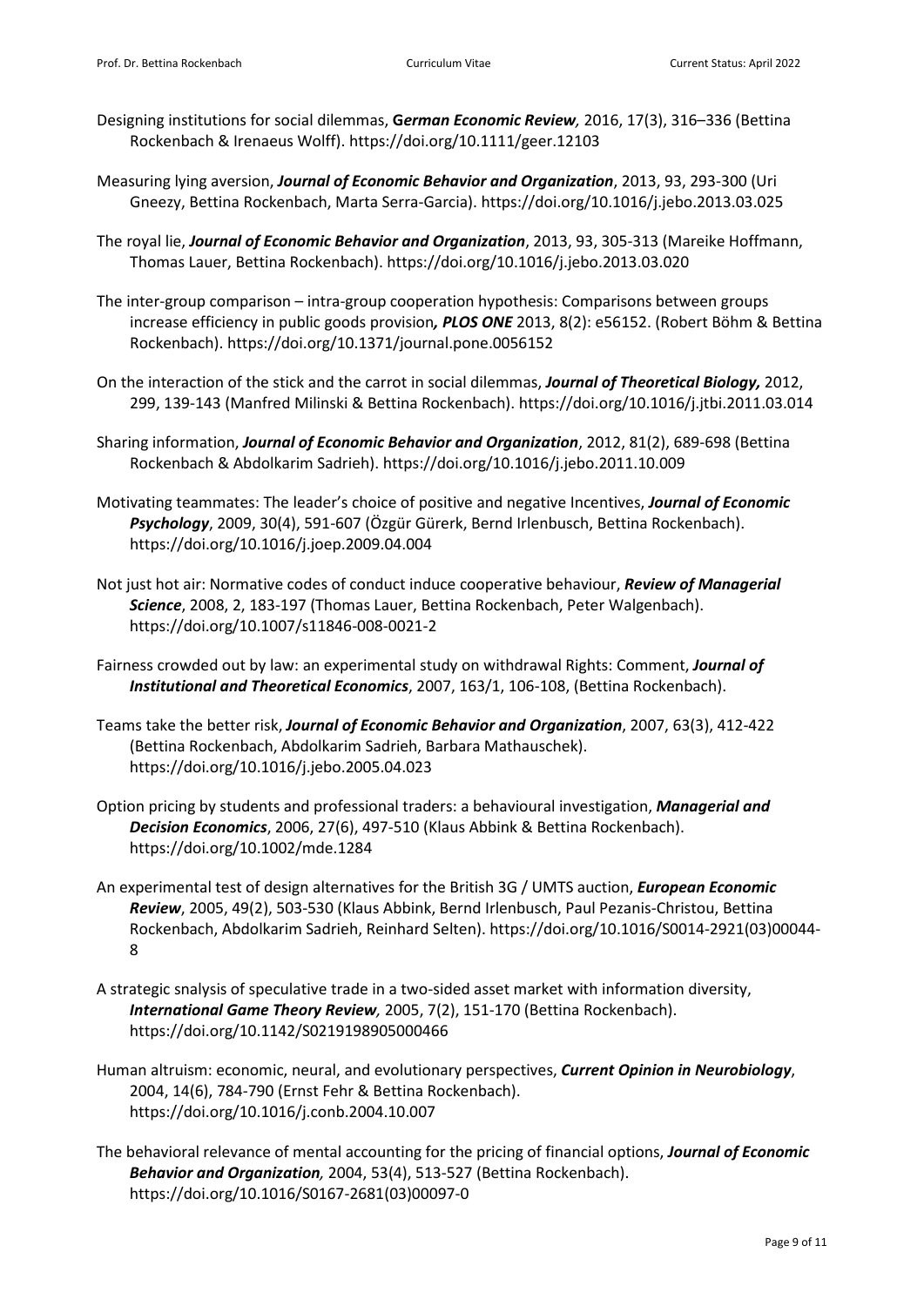Designing institutions for social dilemmas, **G*erman Economic Review*,** 2016, 17(3), 316–336 (Bettina Rockenbach & Irenaeus Wolff). https://doi.org/10.1111/geer.12103

Measuring lying aversion, ***Journal of Economic Behavior and Organization***, 2013, 93, 293-300 (Uri Gneezy, Bettina Rockenbach, Marta Serra-Garcia). https://doi.org/10.1016/j.jebo.2013.03.025

The royal lie, ***Journal of Economic Behavior and Organization***, 2013, 93, 305-313 (Mareike Hoffmann, Thomas Lauer, Bettina Rockenbach). https://doi.org/10.1016/j.jebo.2013.03.020

The inter-group comparison – intra-group cooperation hypothesis: Comparisons between groups increase efficiency in public goods provision***, PLOS ONE*** 2013, 8(2): e56152. (Robert Böhm & Bettina Rockenbach). https://doi.org/10.1371/journal.pone.0056152

On the interaction of the stick and the carrot in social dilemmas, ***Journal of Theoretical Biology,*** 2012, 299, 139-143 (Manfred Milinski & Bettina Rockenbach). https://doi.org/10.1016/j.jtbi.2011.03.014

Sharing information, ***Journal of Economic Behavior and Organization***, 2012, 81(2), 689-698 (Bettina Rockenbach & Abdolkarim Sadrieh). https://doi.org/10.1016/j.jebo.2011.10.009

Motivating teammates: The leader's choice of positive and negative Incentives, ***Journal of Economic Psychology***, 2009, 30(4), 591-607 (Özgür Gürerk, Bernd Irlenbusch, Bettina Rockenbach). https://doi.org/10.1016/j.joep.2009.04.004

Not just hot air: Normative codes of conduct induce cooperative behaviour, ***Review of Managerial Science***, 2008, 2, 183-197 (Thomas Lauer, Bettina Rockenbach, Peter Walgenbach). https://doi.org/10.1007/s11846-008-0021-2

Fairness crowded out by law: an experimental study on withdrawal Rights: Comment, ***Journal of Institutional and Theoretical Economics***, 2007, 163/1, 106-108, (Bettina Rockenbach).

Teams take the better risk, ***Journal of Economic Behavior and Organization***, 2007, 63(3), 412-422 (Bettina Rockenbach, Abdolkarim Sadrieh, Barbara Mathauschek). https://doi.org/10.1016/j.jebo.2005.04.023

Option pricing by students and professional traders: a behavioural investigation, ***Managerial and Decision Economics***, 2006, 27(6), 497-510 (Klaus Abbink & Bettina Rockenbach). https://doi.org/10.1002/mde.1284

An experimental test of design alternatives for the British 3G / UMTS auction, ***European Economic Review***, 2005, 49(2), 503-530 (Klaus Abbink, Bernd Irlenbusch, Paul Pezanis-Christou, Bettina Rockenbach, Abdolkarim Sadrieh, Reinhard Selten). https://doi.org/10.1016/S0014-2921(03)00044-8

A strategic snalysis of speculative trade in a two-sided asset market with information diversity, ***International Game Theory Review,*** 2005, 7(2), 151-170 (Bettina Rockenbach). https://doi.org/10.1142/S0219198905000466

Human altruism: economic, neural, and evolutionary perspectives, ***Current Opinion in Neurobiology***, 2004, 14(6), 784-790 (Ernst Fehr & Bettina Rockenbach). https://doi.org/10.1016/j.conb.2004.10.007

The behavioral relevance of mental accounting for the pricing of financial options, ***Journal of Economic Behavior and Organization,*** 2004, 53(4), 513-527 (Bettina Rockenbach). https://doi.org/10.1016/S0167-2681(03)00097-0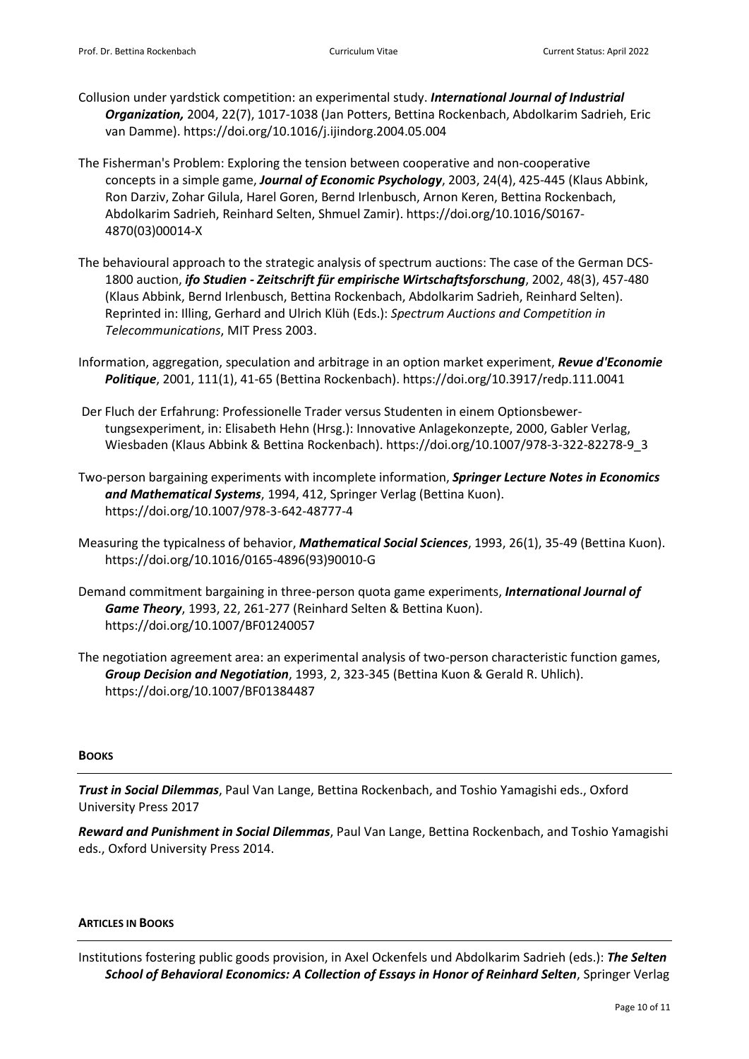Collusion under yardstick competition: an experimental study. ***International Journal of Industrial Organization,*** 2004, 22(7), 1017-1038 (Jan Potters, Bettina Rockenbach, Abdolkarim Sadrieh, Eric van Damme). https://doi.org/10.1016/j.ijindorg.2004.05.004

The Fisherman's Problem: Exploring the tension between cooperative and non-cooperative concepts in a simple game, ***Journal of Economic Psychology***, 2003, 24(4), 425-445 (Klaus Abbink, Ron Darziv, Zohar Gilula, Harel Goren, Bernd Irlenbusch, Arnon Keren, Bettina Rockenbach, Abdolkarim Sadrieh, Reinhard Selten, Shmuel Zamir). https://doi.org/10.1016/S0167-4870(03)00014-X

The behavioural approach to the strategic analysis of spectrum auctions: The case of the German DCS-1800 auction, ***ifo Studien - Zeitschrift für empirische Wirtschaftsforschung***, 2002, 48(3), 457-480 (Klaus Abbink, Bernd Irlenbusch, Bettina Rockenbach, Abdolkarim Sadrieh, Reinhard Selten). Reprinted in: Illing, Gerhard and Ulrich Klüh (Eds.): *Spectrum Auctions and Competition in Telecommunications*, MIT Press 2003.

Information, aggregation, speculation and arbitrage in an option market experiment, ***Revue d'Economie Politique***, 2001, 111(1), 41-65 (Bettina Rockenbach). https://doi.org/10.3917/redp.111.0041

Der Fluch der Erfahrung: Professionelle Trader versus Studenten in einem Optionsbewertungsexperiment, in: Elisabeth Hehn (Hrsg.): Innovative Anlagekonzepte, 2000, Gabler Verlag, Wiesbaden (Klaus Abbink & Bettina Rockenbach). https://doi.org/10.1007/978-3-322-82278-9_3

Two-person bargaining experiments with incomplete information, ***Springer Lecture Notes in Economics and Mathematical Systems***, 1994, 412, Springer Verlag (Bettina Kuon). https://doi.org/10.1007/978-3-642-48777-4

Measuring the typicalness of behavior, ***Mathematical Social Sciences***, 1993, 26(1), 35-49 (Bettina Kuon). https://doi.org/10.1016/0165-4896(93)90010-G

Demand commitment bargaining in three-person quota game experiments, ***International Journal of Game Theory***, 1993, 22, 261-277 (Reinhard Selten & Bettina Kuon). https://doi.org/10.1007/BF01240057

The negotiation agreement area: an experimental analysis of two-person characteristic function games, ***Group Decision and Negotiation***, 1993, 2, 323-345 (Bettina Kuon & Gerald R. Uhlich). https://doi.org/10.1007/BF01384487

## BOOKS

***Trust in Social Dilemmas***, Paul Van Lange, Bettina Rockenbach, and Toshio Yamagishi eds., Oxford University Press 2017

***Reward and Punishment in Social Dilemmas***, Paul Van Lange, Bettina Rockenbach, and Toshio Yamagishi eds., Oxford University Press 2014.

## ARTICLES IN BOOKS

Institutions fostering public goods provision, in Axel Ockenfels und Abdolkarim Sadrieh (eds.): ***The Selten School of Behavioral Economics: A Collection of Essays in Honor of Reinhard Selten***, Springer Verlag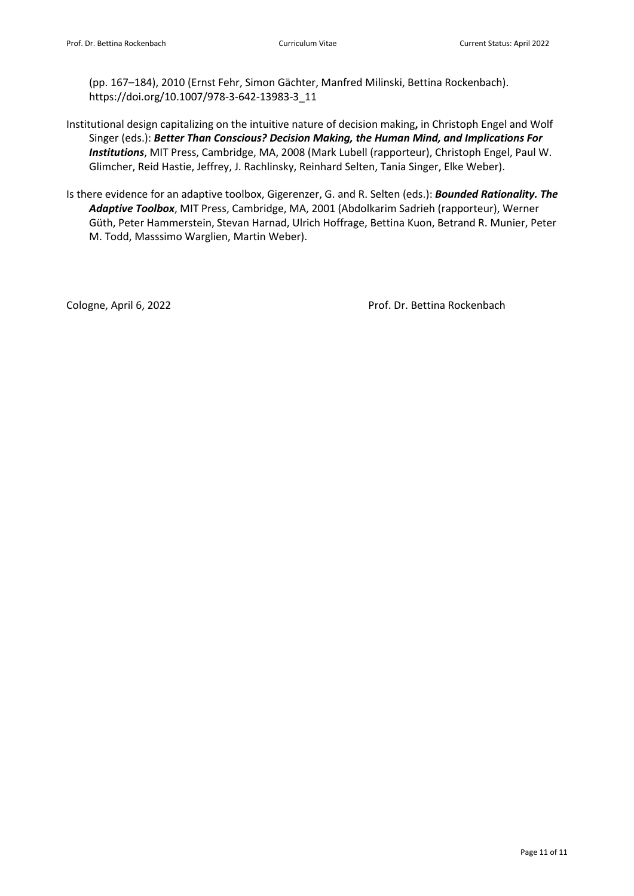(pp. 167–184), 2010 (Ernst Fehr, Simon Gächter, Manfred Milinski, Bettina Rockenbach). https://doi.org/10.1007/978-3-642-13983-3_11

Institutional design capitalizing on the intuitive nature of decision making**,** in Christoph Engel and Wolf Singer (eds.): ***Better Than Conscious? Decision Making, the Human Mind, and Implications For Institutions***, MIT Press, Cambridge, MA, 2008 (Mark Lubell (rapporteur), Christoph Engel, Paul W. Glimcher, Reid Hastie, Jeffrey, J. Rachlinsky, Reinhard Selten, Tania Singer, Elke Weber).

Is there evidence for an adaptive toolbox, Gigerenzer, G. and R. Selten (eds.): ***Bounded Rationality. The Adaptive Toolbox***, MIT Press, Cambridge, MA, 2001 (Abdolkarim Sadrieh (rapporteur), Werner Güth, Peter Hammerstein, Stevan Harnad, Ulrich Hoffrage, Bettina Kuon, Betrand R. Munier, Peter M. Todd, Masssimo Warglien, Martin Weber).

Cologne, April 6, 2022

Prof. Dr. Bettina Rockenbach